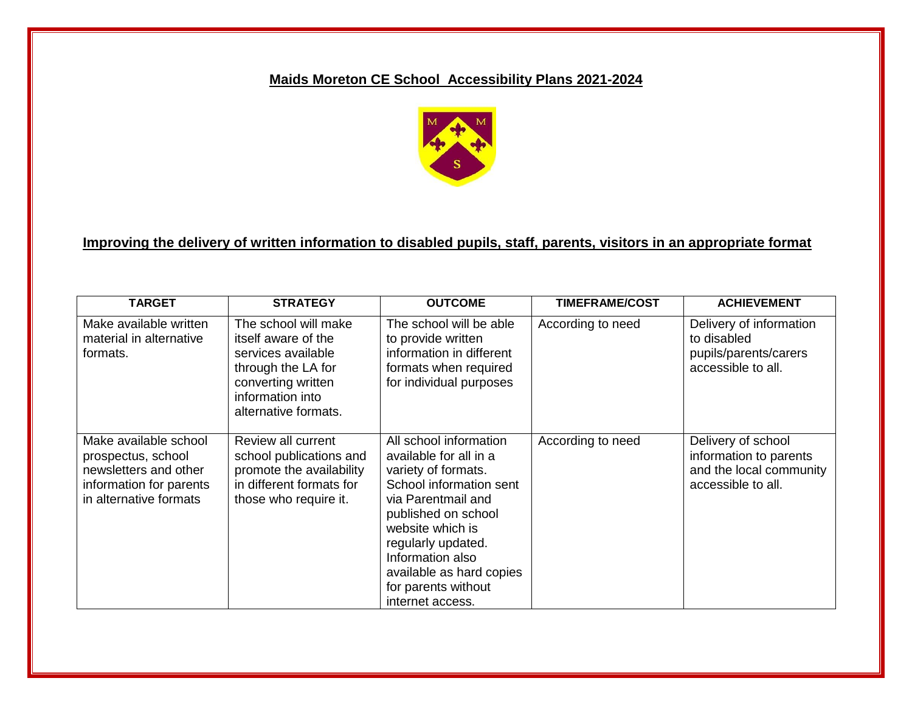# Maids Moreton CE School Accessibility Plans 2021-2024

## Improving the delivery of written information to disabled pupils, staff, parents, visitors in an appropriate format

| TARGET | STRATEGY | OUTCOME | TIMEFRAME/COST | ACHIEVEMENT |
|---|---|---|---|---|
| Make available written material in alternative formats. | The school will make itself aware of the services available through the LA for converting written information into alternative formats. | The school will be able to provide written information in different formats when required for individual purposes | According to need | Delivery of information to disabled pupils/parents/carers accessible to all. |
| Make available school prospectus, school newsletters and other information for parents in alternative formats | Review all current school publications and promote the availability in different formats for those who require it. | All school information available for all in a variety of formats. School information sent via Parentmail and published on school website which is regularly updated. Information also available as hard copies for parents without internet access. | According to need | Delivery of school information to parents and the local community accessible to all. |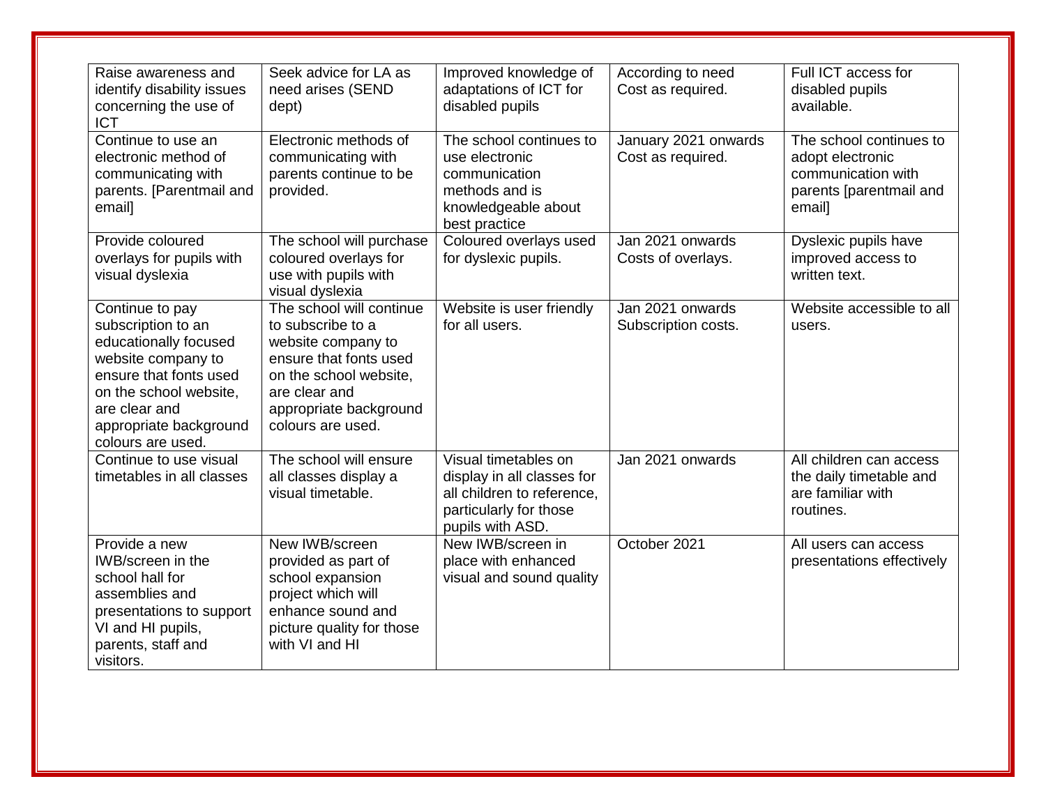| Raise awareness and identify disability issues concerning the use of ICT | Seek advice for LA as need arises (SEND dept) | Improved knowledge of adaptations of ICT for disabled pupils | According to need Cost as required. | Full ICT access for disabled pupils available. |
|---|---|---|---|---|
| Continue to use an electronic method of communicating with parents. [Parentmail and email] | Electronic methods of communicating with parents continue to be provided. | The school continues to use electronic communication methods and is knowledgeable about best practice | January 2021 onwards Cost as required. | The school continues to adopt electronic communication with parents [parentmail and email] |
| Provide coloured overlays for pupils with visual dyslexia | The school will purchase coloured overlays for use with pupils with visual dyslexia | Coloured overlays used for dyslexic pupils. | Jan 2021 onwards Costs of overlays. | Dyslexic pupils have improved access to written text. |
| Continue to pay subscription to an educationally focused website company to ensure that fonts used on the school website, are clear and appropriate background colours are used. | The school will continue to subscribe to a website company to ensure that fonts used on the school website, are clear and appropriate background colours are used. | Website is user friendly for all users. | Jan 2021 onwards Subscription costs. | Website accessible to all users. |
| Continue to use visual timetables in all classes | The school will ensure all classes display a visual timetable. | Visual timetables on display in all classes for all children to reference, particularly for those pupils with ASD. | Jan 2021 onwards | All children can access the daily timetable and are familiar with routines. |
| Provide a new IWB/screen in the school hall for assemblies and presentations to support VI and HI pupils, parents, staff and visitors. | New IWB/screen provided as part of school expansion project which will enhance sound and picture quality for those with VI and HI | New IWB/screen in place with enhanced visual and sound quality | October 2021 | All users can access presentations effectively |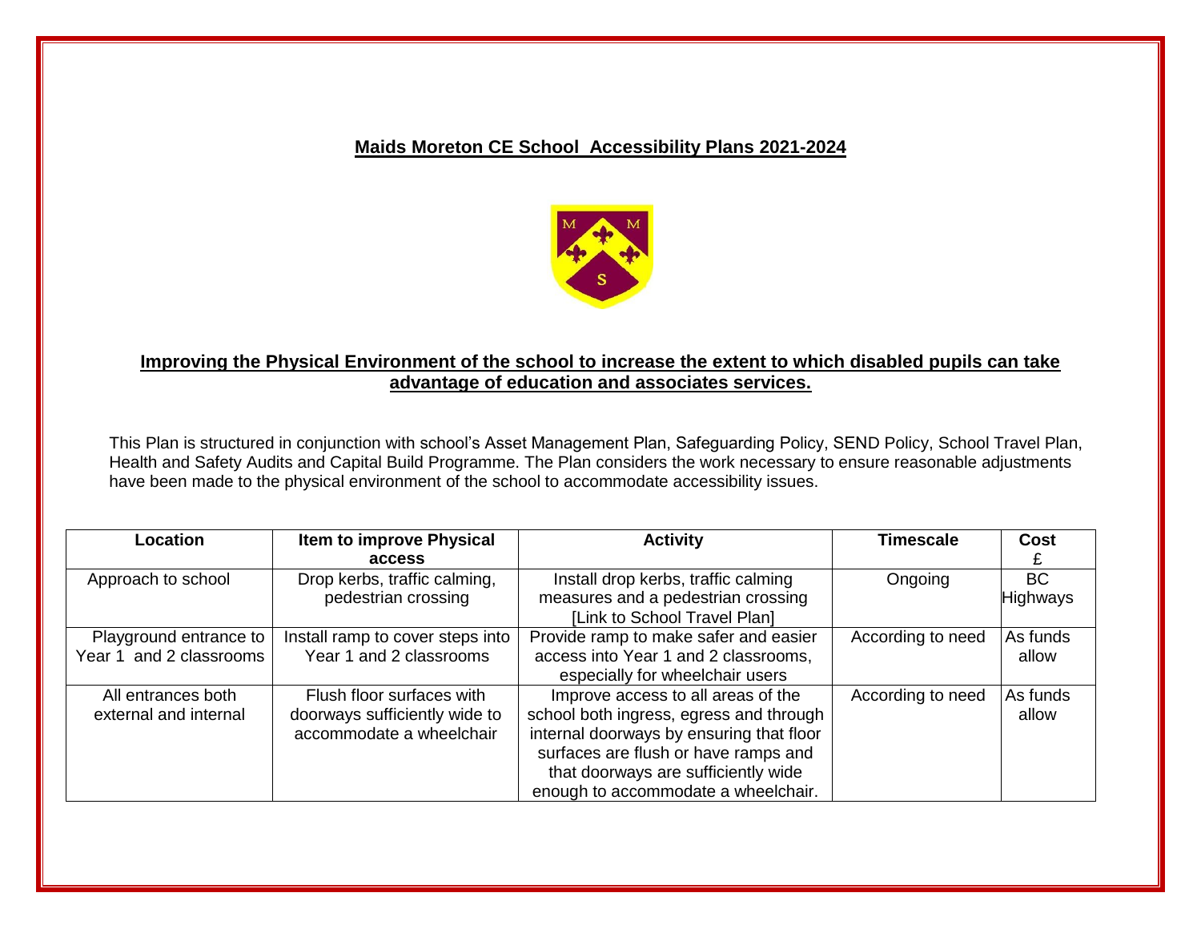## Maids Moreton CE School Accessibility Plans 2021-2024

### Improving the Physical Environment of the school to increase the extent to which disabled pupils can take advantage of education and associates services.

This Plan is structured in conjunction with school's Asset Management Plan, Safeguarding Policy, SEND Policy, School Travel Plan, Health and Safety Audits and Capital Build Programme. The Plan considers the work necessary to ensure reasonable adjustments have been made to the physical environment of the school to accommodate accessibility issues.

| Location | Item to improve Physical access | Activity | Timescale | Cost £ |
|---|---|---|---|---|
| Approach to school | Drop kerbs, traffic calming, pedestrian crossing | Install drop kerbs, traffic calming measures and a pedestrian crossing [Link to School Travel Plan] | Ongoing | BC Highways |
| Playground entrance to Year 1 and 2 classrooms | Install ramp to cover steps into Year 1 and 2 classrooms | Provide ramp to make safer and easier access into Year 1 and 2 classrooms, especially for wheelchair users | According to need | As funds allow |
| All entrances both external and internal | Flush floor surfaces with doorways sufficiently wide to accommodate a wheelchair | Improve access to all areas of the school both ingress, egress and through internal doorways by ensuring that floor surfaces are flush or have ramps and that doorways are sufficiently wide enough to accommodate a wheelchair. | According to need | As funds allow |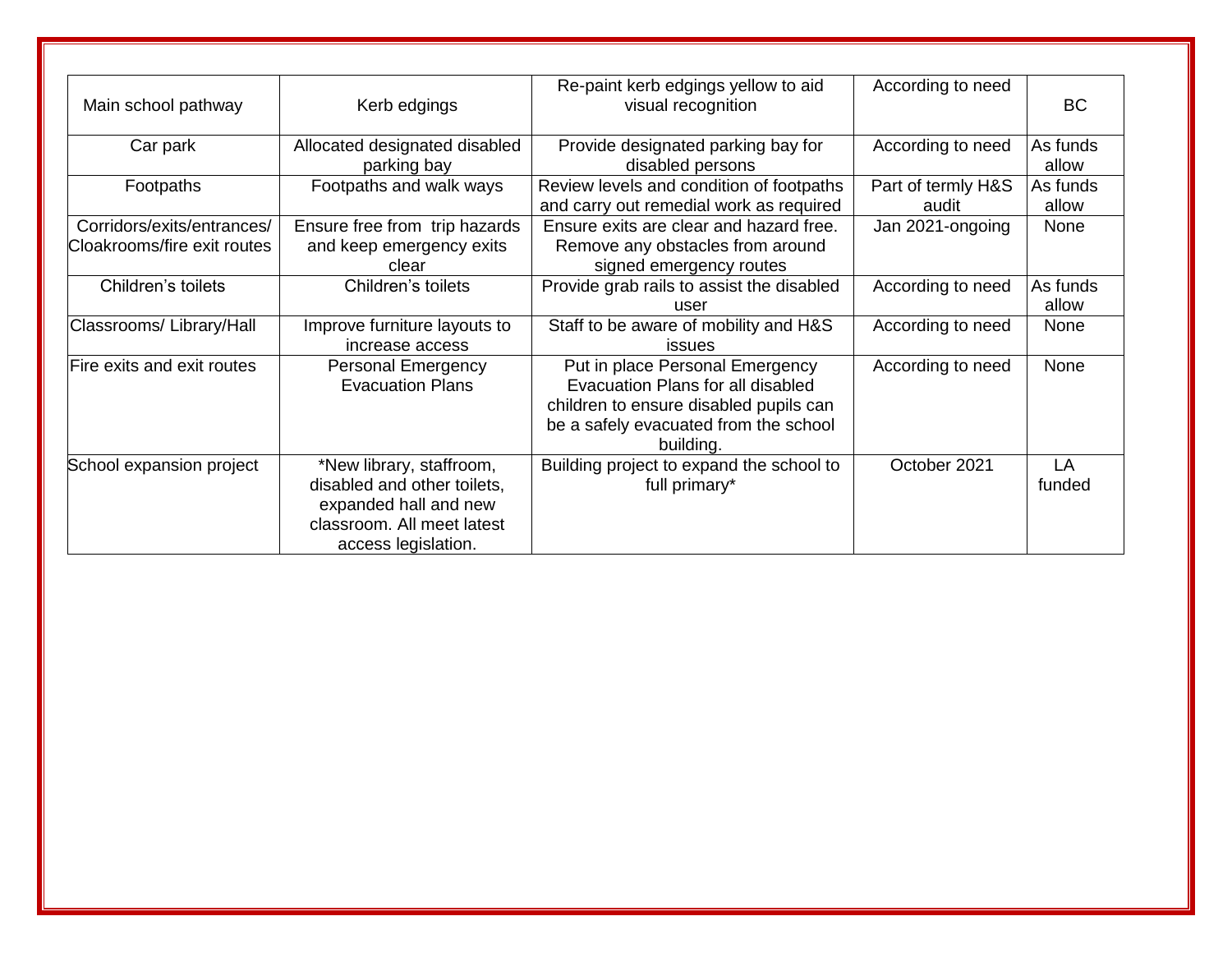| | | | | |
|---|---|---|---|---|
| Main school pathway | Kerb edgings | Re-paint kerb edgings yellow to aid visual recognition | According to need | BC |
| Car park | Allocated designated disabled parking bay | Provide designated parking bay for disabled persons | According to need | As funds allow |
| Footpaths | Footpaths and walk ways | Review levels and condition of footpaths and carry out remedial work as required | Part of termly H&S audit | As funds allow |
| Corridors/exits/entrances/ Cloakrooms/fire exit routes | Ensure free from trip hazards and keep emergency exits clear | Ensure exits are clear and hazard free. Remove any obstacles from around signed emergency routes | Jan 2021-ongoing | None |
| Children's toilets | Children's toilets | Provide grab rails to assist the disabled user | According to need | As funds allow |
| Classrooms/ Library/Hall | Improve furniture layouts to increase access | Staff to be aware of mobility and H&S issues | According to need | None |
| Fire exits and exit routes | Personal Emergency Evacuation Plans | Put in place Personal Emergency Evacuation Plans for all disabled children to ensure disabled pupils can be a safely evacuated from the school building. | According to need | None |
| School expansion project | *New library, staffroom, disabled and other toilets, expanded hall and new classroom. All meet latest access legislation. | Building project to expand the school to full primary* | October 2021 | LA funded |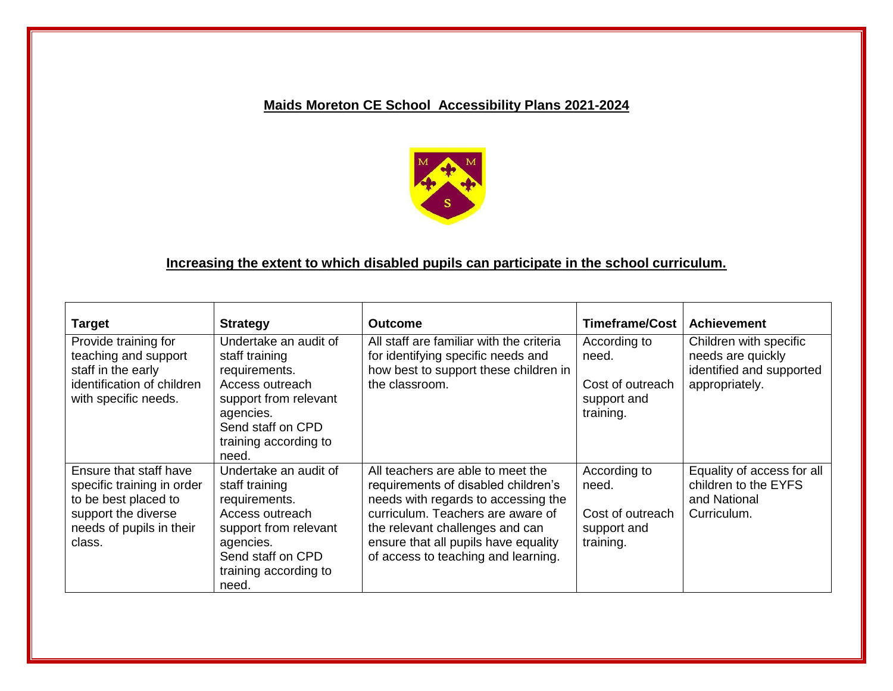# Maids Moreton CE School Accessibility Plans 2021-2024

## Increasing the extent to which disabled pupils can participate in the school curriculum.

| Target | Strategy | Outcome | Timeframe/Cost | Achievement |
|---|---|---|---|---|
| Provide training for teaching and support staff in the early identification of children with specific needs. | Undertake an audit of staff training requirements. Access outreach support from relevant agencies. Send staff on CPD training according to need. | All staff are familiar with the criteria for identifying specific needs and how best to support these children in the classroom. | According to need. Cost of outreach support and training. | Children with specific needs are quickly identified and supported appropriately. |
| Ensure that staff have specific training in order to be best placed to support the diverse needs of pupils in their class. | Undertake an audit of staff training requirements. Access outreach support from relevant agencies. Send staff on CPD training according to need. | All teachers are able to meet the requirements of disabled children's needs with regards to accessing the curriculum. Teachers are aware of the relevant challenges and can ensure that all pupils have equality of access to teaching and learning. | According to need. Cost of outreach support and training. | Equality of access for all children to the EYFS and National Curriculum. |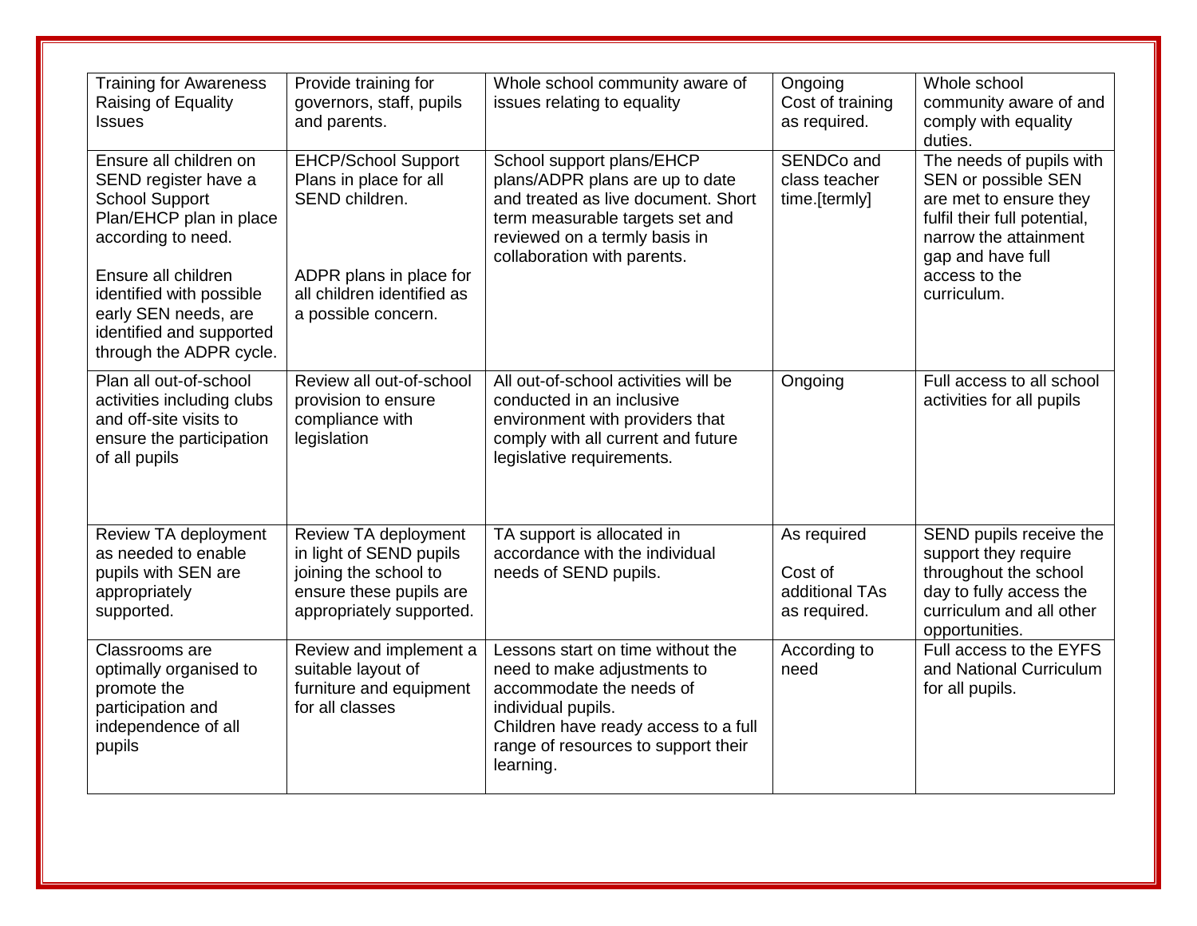| Training for Awareness Raising of Equality Issues | Provide training for governors, staff, pupils and parents. | Whole school community aware of issues relating to equality | Ongoing<br>Cost of training as required. | Whole school community aware of and comply with equality duties. |
|---|---|---|---|---|
| Ensure all children on SEND register have a School Support Plan/EHCP plan in place according to need.<br><br>Ensure all children identified with possible early SEN needs, are identified and supported through the ADPR cycle. | EHCP/School Support Plans in place for all SEND children.<br><br>ADPR plans in place for all children identified as a possible concern. | School support plans/EHCP plans/ADPR plans are up to date and treated as live document. Short term measurable targets set and reviewed on a termly basis in collaboration with parents. | SENDCo and class teacher time.[termly] | The needs of pupils with SEN or possible SEN are met to ensure they fulfil their full potential, narrow the attainment gap and have full access to the curriculum. |
| Plan all out-of-school activities including clubs and off-site visits to ensure the participation of all pupils | Review all out-of-school provision to ensure compliance with legislation | All out-of-school activities will be conducted in an inclusive environment with providers that comply with all current and future legislative requirements. | Ongoing | Full access to all school activities for all pupils |
| Review TA deployment as needed to enable pupils with SEN are appropriately supported. | Review TA deployment in light of SEND pupils joining the school to ensure these pupils are appropriately supported. | TA support is allocated in accordance with the individual needs of SEND pupils. | As required<br><br>Cost of additional TAs as required. | SEND pupils receive the support they require throughout the school day to fully access the curriculum and all other opportunities. |
| Classrooms are optimally organised to promote the participation and independence of all pupils | Review and implement a suitable layout of furniture and equipment for all classes | Lessons start on time without the need to make adjustments to accommodate the needs of individual pupils.<br>Children have ready access to a full range of resources to support their learning. | According to need | Full access to the EYFS and National Curriculum for all pupils. |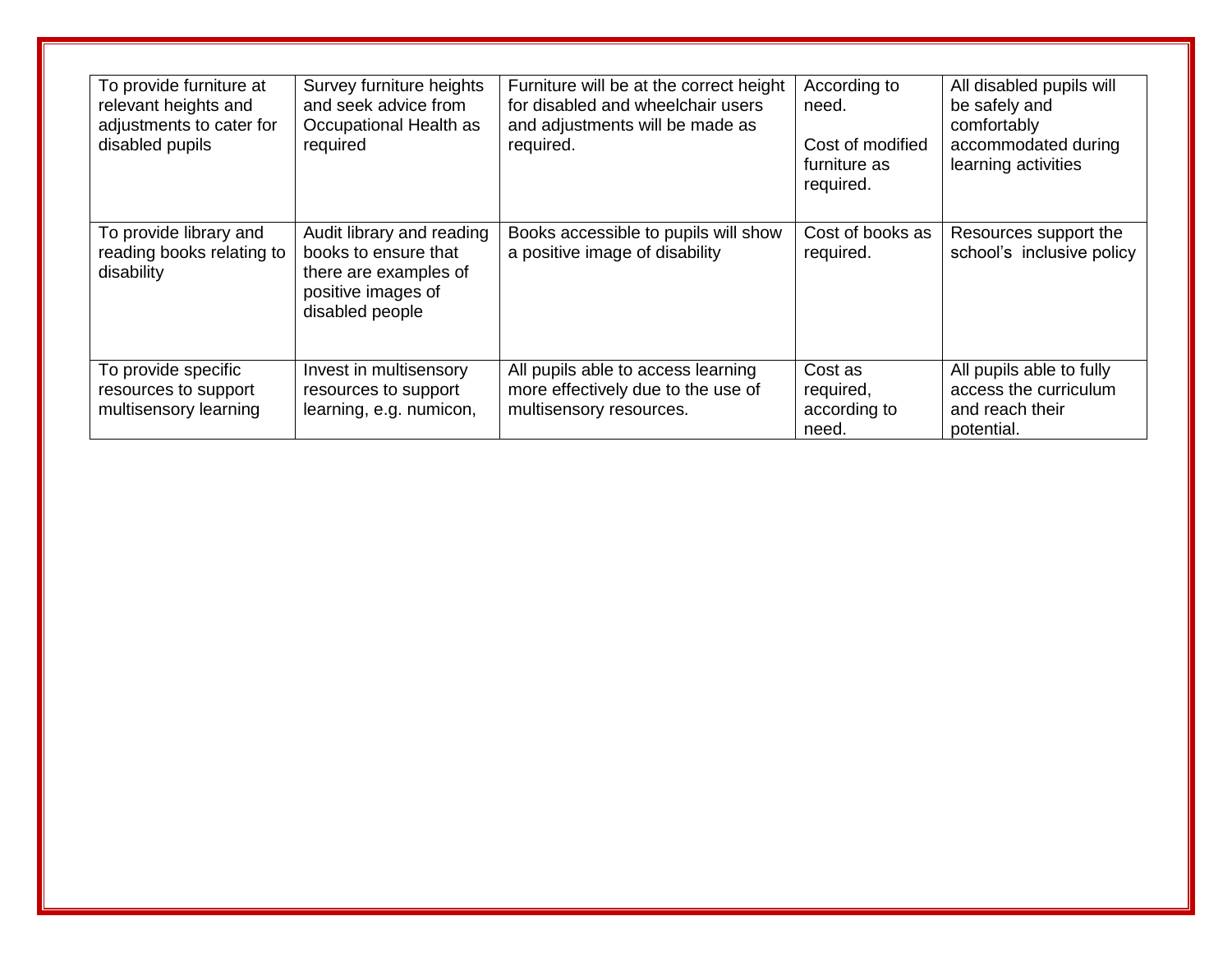| | | | | |
|---|---|---|---|---|
| To provide furniture at relevant heights and adjustments to cater for disabled pupils | Survey furniture heights and seek advice from Occupational Health as required | Furniture will be at the correct height for disabled and wheelchair users and adjustments will be made as required. | According to need.<br><br>Cost of modified furniture as required. | All disabled pupils will be safely and comfortably accommodated during learning activities |
| To provide library and reading books relating to disability | Audit library and reading books to ensure that there are examples of positive images of disabled people | Books accessible to pupils will show a positive image of disability | Cost of books as required. | Resources support the school's inclusive policy |
| To provide specific resources to support multisensory learning | Invest in multisensory resources to support learning, e.g. numicon, | All pupils able to access learning more effectively due to the use of multisensory resources. | Cost as required, according to need. | All pupils able to fully access the curriculum and reach their potential. |